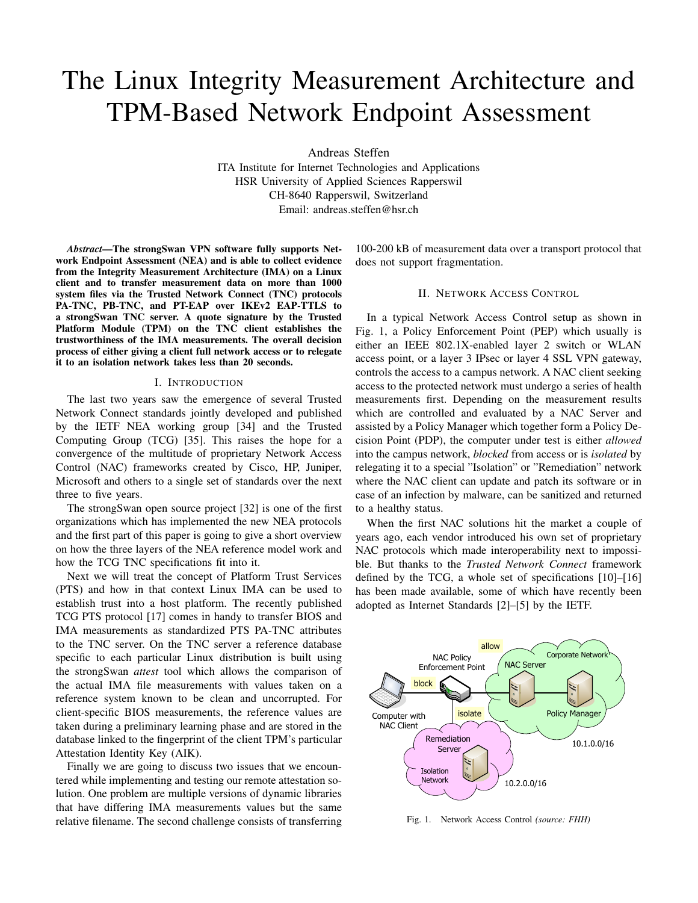# The Linux Integrity Measurement Architecture and TPM-Based Network Endpoint Assessment

Andreas Steffen
ITA Institute for Internet Technologies and Applications
HSR University of Applied Sciences Rapperswil
CH-8640 Rapperswil, Switzerland
Email: andreas.steffen@hsr.ch

***Abstract*—The strongSwan VPN software fully supports Network Endpoint Assessment (NEA) and is able to collect evidence from the Integrity Measurement Architecture (IMA) on a Linux client and to transfer measurement data on more than 1000 system files via the Trusted Network Connect (TNC) protocols PA-TNC, PB-TNC, and PT-EAP over IKEv2 EAP-TTLS to a strongSwan TNC server. A quote signature by the Trusted Platform Module (TPM) on the TNC client establishes the trustworthiness of the IMA measurements. The overall decision process of either giving a client full network access or to relegate it to an isolation network takes less than 20 seconds.**

## I. Introduction

The last two years saw the emergence of several Trusted Network Connect standards jointly developed and published by the IETF NEA working group [34] and the Trusted Computing Group (TCG) [35]. This raises the hope for a convergence of the multitude of proprietary Network Access Control (NAC) frameworks created by Cisco, HP, Juniper, Microsoft and others to a single set of standards over the next three to five years.

The strongSwan open source project [32] is one of the first organizations which has implemented the new NEA protocols and the first part of this paper is going to give a short overview on how the three layers of the NEA reference model work and how the TCG TNC specifications fit into it.

Next we will treat the concept of Platform Trust Services (PTS) and how in that context Linux IMA can be used to establish trust into a host platform. The recently published TCG PTS protocol [17] comes in handy to transfer BIOS and IMA measurements as standardized PTS PA-TNC attributes to the TNC server. On the TNC server a reference database specific to each particular Linux distribution is built using the strongSwan *attest* tool which allows the comparison of the actual IMA file measurements with values taken on a reference system known to be clean and uncorrupted. For client-specific BIOS measurements, the reference values are taken during a preliminary learning phase and are stored in the database linked to the fingerprint of the client TPM's particular Attestation Identity Key (AIK).

Finally we are going to discuss two issues that we encountered while implementing and testing our remote attestation solution. One problem are multiple versions of dynamic libraries that have differing IMA measurements values but the same relative filename. The second challenge consists of transferring 100-200 kB of measurement data over a transport protocol that does not support fragmentation.

## II. Network Access Control

In a typical Network Access Control setup as shown in Fig. 1, a Policy Enforcement Point (PEP) which usually is either an IEEE 802.1X-enabled layer 2 switch or WLAN access point, or a layer 3 IPsec or layer 4 SSL VPN gateway, controls the access to a campus network. A NAC client seeking access to the protected network must undergo a series of health measurements first. Depending on the measurement results which are controlled and evaluated by a NAC Server and assisted by a Policy Manager which together form a Policy Decision Point (PDP), the computer under test is either *allowed* into the campus network, *blocked* from access or is *isolated* by relegating it to a special "Isolation" or "Remediation" network where the NAC client can update and patch its software or in case of an infection by malware, can be sanitized and returned to a healthy status.

When the first NAC solutions hit the market a couple of years ago, each vendor introduced his own set of proprietary NAC protocols which made interoperability next to impossible. But thanks to the *Trusted Network Connect* framework defined by the TCG, a whole set of specifications [10]–[16] has been made available, some of which have recently been adopted as Internet Standards [2]–[5] by the IETF.

Fig. 1. Network Access Control *(source: FHH)*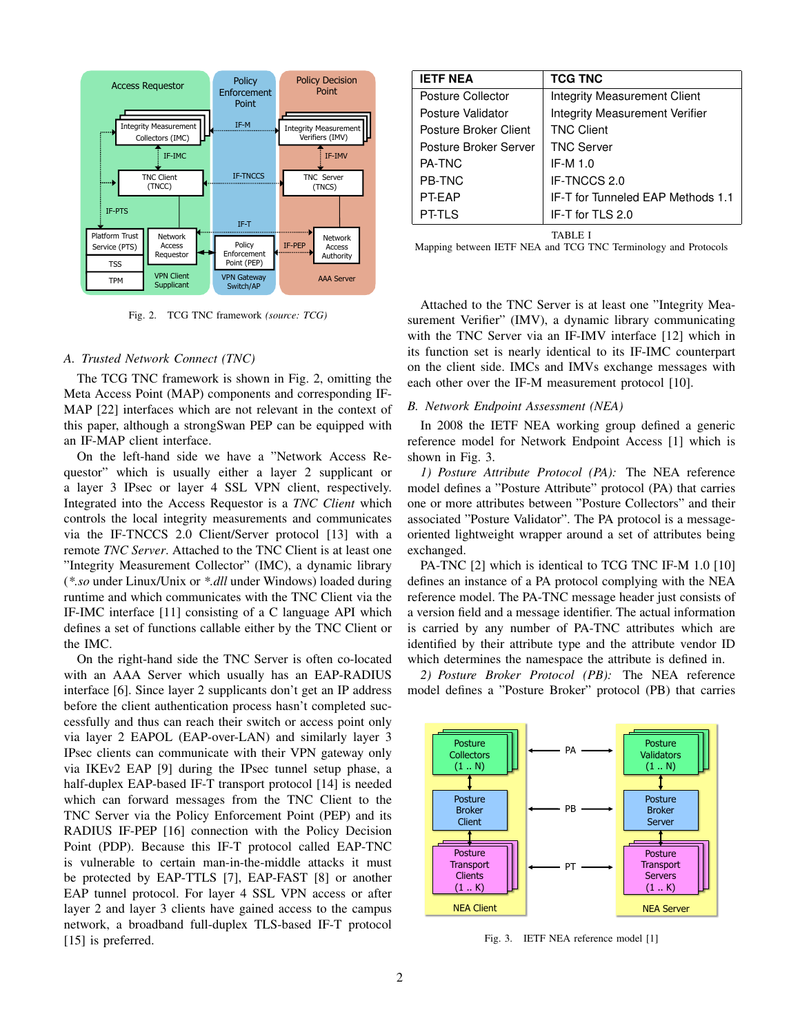Fig. 2. TCG TNC framework *(source: TCG)*

### A. Trusted Network Connect (TNC)

The TCG TNC framework is shown in Fig. 2, omitting the Meta Access Point (MAP) components and corresponding IF-MAP [22] interfaces which are not relevant in the context of this paper, although a strongSwan PEP can be equipped with an IF-MAP client interface.

On the left-hand side we have a "Network Access Requestor" which is usually either a layer 2 supplicant or a layer 3 IPsec or layer 4 SSL VPN client, respectively. Integrated into the Access Requestor is a *TNC Client* which controls the local integrity measurements and communicates via the IF-TNCCS 2.0 Client/Server protocol [13] with a remote *TNC Server*. Attached to the TNC Client is at least one "Integrity Measurement Collector" (IMC), a dynamic library (*\*.so* under Linux/Unix or *\*.dll* under Windows) loaded during runtime and which communicates with the TNC Client via the IF-IMC interface [11] consisting of a C language API which defines a set of functions callable either by the TNC Client or the IMC.

On the right-hand side the TNC Server is often co-located with an AAA Server which usually has an EAP-RADIUS interface [6]. Since layer 2 supplicants don't get an IP address before the client authentication process hasn't completed successfully and thus can reach their switch or access point only via layer 2 EAPOL (EAP-over-LAN) and similarly layer 3 IPsec clients can communicate with their VPN gateway only via IKEv2 EAP [9] during the IPsec tunnel setup phase, a half-duplex EAP-based IF-T transport protocol [14] is needed which can forward messages from the TNC Client to the TNC Server via the Policy Enforcement Point (PEP) and its RADIUS IF-PEP [16] connection with the Policy Decision Point (PDP). Because this IF-T protocol called EAP-TNC is vulnerable to certain man-in-the-middle attacks it must be protected by EAP-TTLS [7], EAP-FAST [8] or another EAP tunnel protocol. For layer 4 SSL VPN access or after layer 2 and layer 3 clients have gained access to the campus network, a broadband full-duplex TLS-based IF-T protocol [15] is preferred.

| IETF NEA | TCG TNC |
|---|---|
| Posture Collector | Integrity Measurement Client |
| Posture Validator | Integrity Measurement Verifier |
| Posture Broker Client | TNC Client |
| Posture Broker Server | TNC Server |
| PA-TNC | IF-M 1.0 |
| PB-TNC | IF-TNCCS 2.0 |
| PT-EAP | IF-T for Tunneled EAP Methods 1.1 |
| PT-TLS | IF-T for TLS 2.0 |

TABLE I
Mapping between IETF NEA and TCG TNC Terminology and Protocols

Attached to the TNC Server is at least one "Integrity Measurement Verifier" (IMV), a dynamic library communicating with the TNC Server via an IF-IMV interface [12] which in its function set is nearly identical to its IF-IMC counterpart on the client side. IMCs and IMVs exchange messages with each other over the IF-M measurement protocol [10].

### B. Network Endpoint Assessment (NEA)

In 2008 the IETF NEA working group defined a generic reference model for Network Endpoint Access [1] which is shown in Fig. 3.

*1) Posture Attribute Protocol (PA):* The NEA reference model defines a "Posture Attribute" protocol (PA) that carries one or more attributes between "Posture Collectors" and their associated "Posture Validator". The PA protocol is a message-oriented lightweight wrapper around a set of attributes being exchanged.

PA-TNC [2] which is identical to TCG TNC IF-M 1.0 [10] defines an instance of a PA protocol complying with the NEA reference model. The PA-TNC message header just consists of a version field and a message identifier. The actual information is carried by any number of PA-TNC attributes which are identified by their attribute type and the attribute vendor ID which determines the namespace the attribute is defined in.

*2) Posture Broker Protocol (PB):* The NEA reference model defines a "Posture Broker" protocol (PB) that carries

Fig. 3. IETF NEA reference model [1]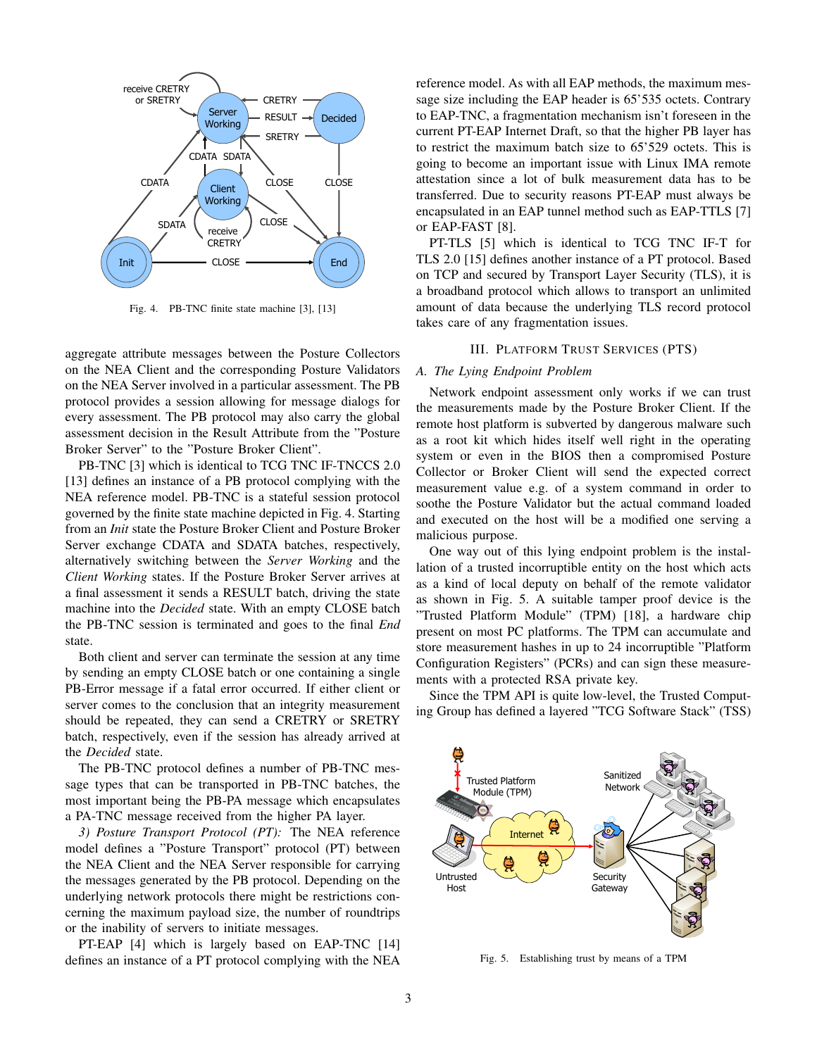Fig. 4. PB-TNC finite state machine [3], [13]

aggregate attribute messages between the Posture Collectors on the NEA Client and the corresponding Posture Validators on the NEA Server involved in a particular assessment. The PB protocol provides a session allowing for message dialogs for every assessment. The PB protocol may also carry the global assessment decision in the Result Attribute from the "Posture Broker Server" to the "Posture Broker Client".

PB-TNC [3] which is identical to TCG TNC IF-TNCCS 2.0 [13] defines an instance of a PB protocol complying with the NEA reference model. PB-TNC is a stateful session protocol governed by the finite state machine depicted in Fig. 4. Starting from an *Init* state the Posture Broker Client and Posture Broker Server exchange CDATA and SDATA batches, respectively, alternatively switching between the *Server Working* and the *Client Working* states. If the Posture Broker Server arrives at a final assessment it sends a RESULT batch, driving the state machine into the *Decided* state. With an empty CLOSE batch the PB-TNC session is terminated and goes to the final *End* state.

Both client and server can terminate the session at any time by sending an empty CLOSE batch or one containing a single PB-Error message if a fatal error occurred. If either client or server comes to the conclusion that an integrity measurement should be repeated, they can send a CRETRY or SRETRY batch, respectively, even if the session has already arrived at the *Decided* state.

The PB-TNC protocol defines a number of PB-TNC message types that can be transported in PB-TNC batches, the most important being the PB-PA message which encapsulates a PA-TNC message received from the higher PA layer.

*3) Posture Transport Protocol (PT):* The NEA reference model defines a "Posture Transport" protocol (PT) between the NEA Client and the NEA Server responsible for carrying the messages generated by the PB protocol. Depending on the underlying network protocols there might be restrictions concerning the maximum payload size, the number of roundtrips or the inability of servers to initiate messages.

PT-EAP [4] which is largely based on EAP-TNC [14] defines an instance of a PT protocol complying with the NEA reference model. As with all EAP methods, the maximum message size including the EAP header is 65'535 octets. Contrary to EAP-TNC, a fragmentation mechanism isn't foreseen in the current PT-EAP Internet Draft, so that the higher PB layer has to restrict the maximum batch size to 65'529 octets. This is going to become an important issue with Linux IMA remote attestation since a lot of bulk measurement data has to be transferred. Due to security reasons PT-EAP must always be encapsulated in an EAP tunnel method such as EAP-TTLS [7] or EAP-FAST [8].

PT-TLS [5] which is identical to TCG TNC IF-T for TLS 2.0 [15] defines another instance of a PT protocol. Based on TCP and secured by Transport Layer Security (TLS), it is a broadband protocol which allows to transport an unlimited amount of data because the underlying TLS record protocol takes care of any fragmentation issues.

## III. Platform Trust Services (PTS)

### A. The Lying Endpoint Problem

Network endpoint assessment only works if we can trust the measurements made by the Posture Broker Client. If the remote host platform is subverted by dangerous malware such as a root kit which hides itself well right in the operating system or even in the BIOS then a compromised Posture Collector or Broker Client will send the expected correct measurement value e.g. of a system command in order to soothe the Posture Validator but the actual command loaded and executed on the host will be a modified one serving a malicious purpose.

One way out of this lying endpoint problem is the installation of a trusted incorruptible entity on the host which acts as a kind of local deputy on behalf of the remote validator as shown in Fig. 5. A suitable tamper proof device is the "Trusted Platform Module" (TPM) [18], a hardware chip present on most PC platforms. The TPM can accumulate and store measurement hashes in up to 24 incorruptible "Platform Configuration Registers" (PCRs) and can sign these measurements with a protected RSA private key.

Since the TPM API is quite low-level, the Trusted Computing Group has defined a layered "TCG Software Stack" (TSS)

Fig. 5. Establishing trust by means of a TPM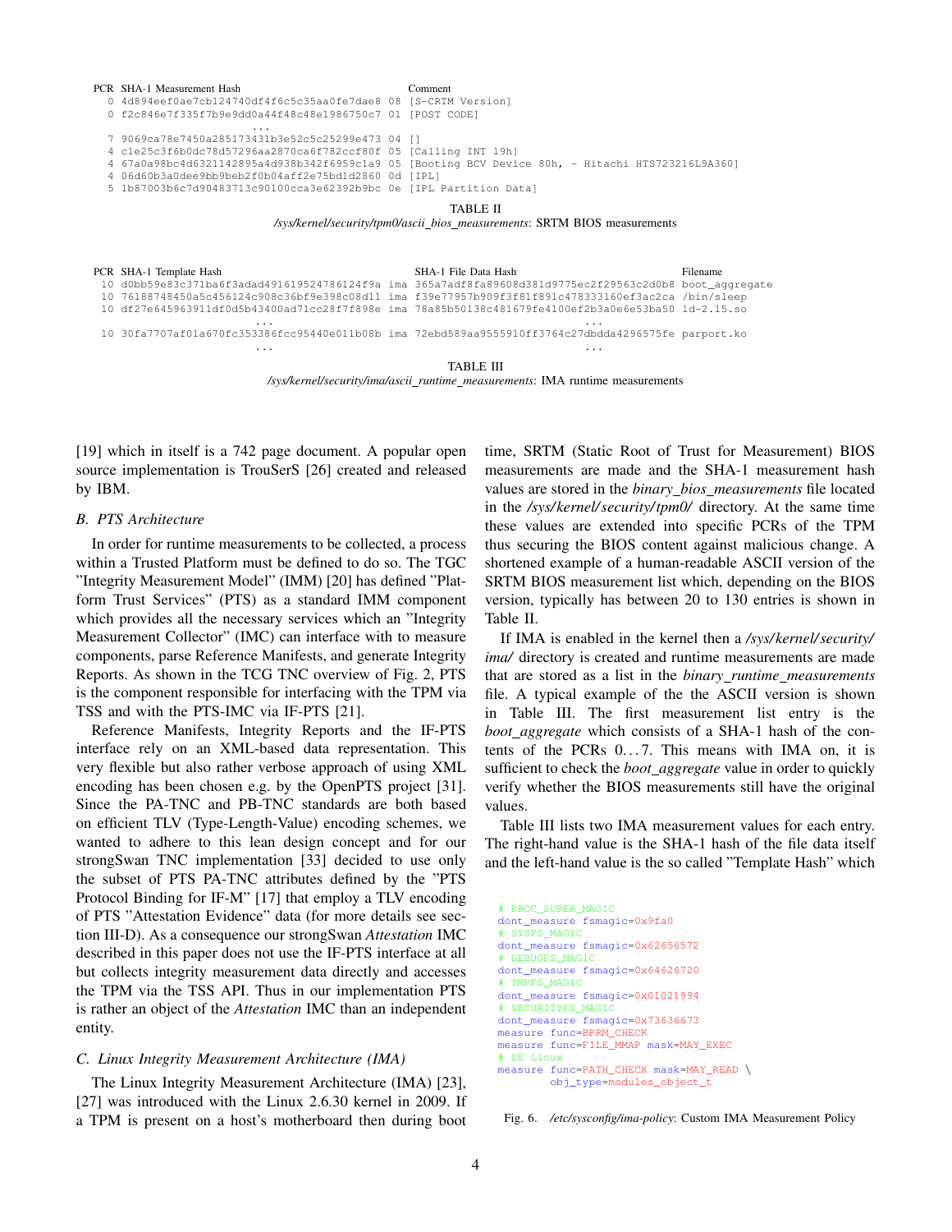| PCR | SHA-1 Measurement Hash | | Comment |
|---|---|---|---|
| 0 | 4d894eef0ae7cb124740df4f6c5c35aa0fe7dae8 | 08 | [S-CRTM Version] |
| 0 | f2c846e7f335f7b9e9dd0a44f48c48e1986750c7 | 01 | [POST CODE] |
| | ... | | |
| 7 | 9069ca78e7450a285173431b3e52c5c25299e473 | 04 | [] |
| 4 | c1e25c3f6b0dc78d57296aa2870ca6f782ccf80f | 05 | [Calling INT 19h] |
| 4 | 67a0a98bc4d6321142895a4d938b342f6959c1a9 | 05 | [Booting BCV Device 80h, - Hitachi HTS723216L9A360] |
| 4 | 06d60b3a0dee9bb9beb2f0b04aff2e75bd1d2860 | 0d | [IPL] |
| 5 | 1b87003b6c7d90483713c90100cca3e62392b9bc | 0e | [IPL Partition Data] |

TABLE II
*/sys/kernel/security/tpm0/ascii_bios_measurements*: SRTM BIOS measurements

| PCR | SHA-1 Template Hash | | SHA-1 File Data Hash | Filename |
|---|---|---|---|---|
| 10 | d0bb59e83c371ba6f3adad491619524786124f9a | ima | 365a7adf8fa89608d381d9775ec2f29563c2d0b8 | boot_aggregate |
| 10 | 76188748450a5c456124c908c36bf9e398c08d11 | ima | f39e77957b909f3f81f891c478333160ef3ac2ca | /bin/sleep |
| 10 | df27e645963911df0d5b43400ad71cc28f7f898e | ima | 78a85b50138c481679fe4100ef2b3a0e6e53ba50 | ld-2.15.so |
| | ... | | ... | |
| 10 | 30fa7707af01a670fc353386fcc95440e011b08b | ima | 72ebd589aa9555910ff3764c27dbdda4296575fe | parport.ko |
| | ... | | ... | |

TABLE III
*/sys/kernel/security/ima/ascii_runtime_measurements*: IMA runtime measurements

[19] which in itself is a 742 page document. A popular open source implementation is TrouSerS [26] created and released by IBM.

### B. PTS Architecture

In order for runtime measurements to be collected, a process within a Trusted Platform must be defined to do so. The TGC "Integrity Measurement Model" (IMM) [20] has defined "Platform Trust Services" (PTS) as a standard IMM component which provides all the necessary services which an "Integrity Measurement Collector" (IMC) can interface with to measure components, parse Reference Manifests, and generate Integrity Reports. As shown in the TCG TNC overview of Fig. 2, PTS is the component responsible for interfacing with the TPM via TSS and with the PTS-IMC via IF-PTS [21].

Reference Manifests, Integrity Reports and the IF-PTS interface rely on an XML-based data representation. This very flexible but also rather verbose approach of using XML encoding has been chosen e.g. by the OpenPTS project [31]. Since the PA-TNC and PB-TNC standards are both based on efficient TLV (Type-Length-Value) encoding schemes, we wanted to adhere to this lean design concept and for our strongSwan TNC implementation [33] decided to use only the subset of PTS PA-TNC attributes defined by the "PTS Protocol Binding for IF-M" [17] that employ a TLV encoding of PTS "Attestation Evidence" data (for more details see section III-D). As a consequence our strongSwan *Attestation* IMC described in this paper does not use the IF-PTS interface at all but collects integrity measurement data directly and accesses the TPM via the TSS API. Thus in our implementation PTS is rather an object of the *Attestation* IMC than an independent entity.

### C. Linux Integrity Measurement Architecture (IMA)

The Linux Integrity Measurement Architecture (IMA) [23], [27] was introduced with the Linux 2.6.30 kernel in 2009. If a TPM is present on a host's motherboard then during boot time, SRTM (Static Root of Trust for Measurement) BIOS measurements are made and the SHA-1 measurement hash values are stored in the *binary_bios_measurements* file located in the */sys/kernel/security/tpm0/* directory. At the same time these values are extended into specific PCRs of the TPM thus securing the BIOS content against malicious change. A shortened example of a human-readable ASCII version of the SRTM BIOS measurement list which, depending on the BIOS version, typically has between 20 to 130 entries is shown in Table II.

If IMA is enabled in the kernel then a */sys/kernel/security/ima/* directory is created and runtime measurements are made that are stored as a list in the *binary_runtime_measurements* file. A typical example of the the ASCII version is shown in Table III. The first measurement list entry is the *boot_aggregate* which consists of a SHA-1 hash of the contents of the PCRs 0...7. This means with IMA on, it is sufficient to check the *boot_aggregate* value in order to quickly verify whether the BIOS measurements still have the original values.

Table III lists two IMA measurement values for each entry. The right-hand value is the SHA-1 hash of the file data itself and the left-hand value is the so called "Template Hash" which

```
# PROC_SUPER_MAGIC
dont_measure fsmagic=0x9fa0
# SYSFS_MAGIC
dont_measure fsmagic=0x62656572
# DEBUGFS_MAGIC
dont_measure fsmagic=0x64626720
# TMPFS_MAGIC
dont_measure fsmagic=0x01021994
# SECURITYFS_MAGIC
dont_measure fsmagic=0x73636673
measure func=BPRM_CHECK
measure func=FILE_MMAP mask=MAY_EXEC
# SE Linux
measure func=PATH_CHECK mask=MAY_READ \
        obj_type=modules_object_t
```

Fig. 6. */etc/sysconfig/ima-policy*: Custom IMA Measurement Policy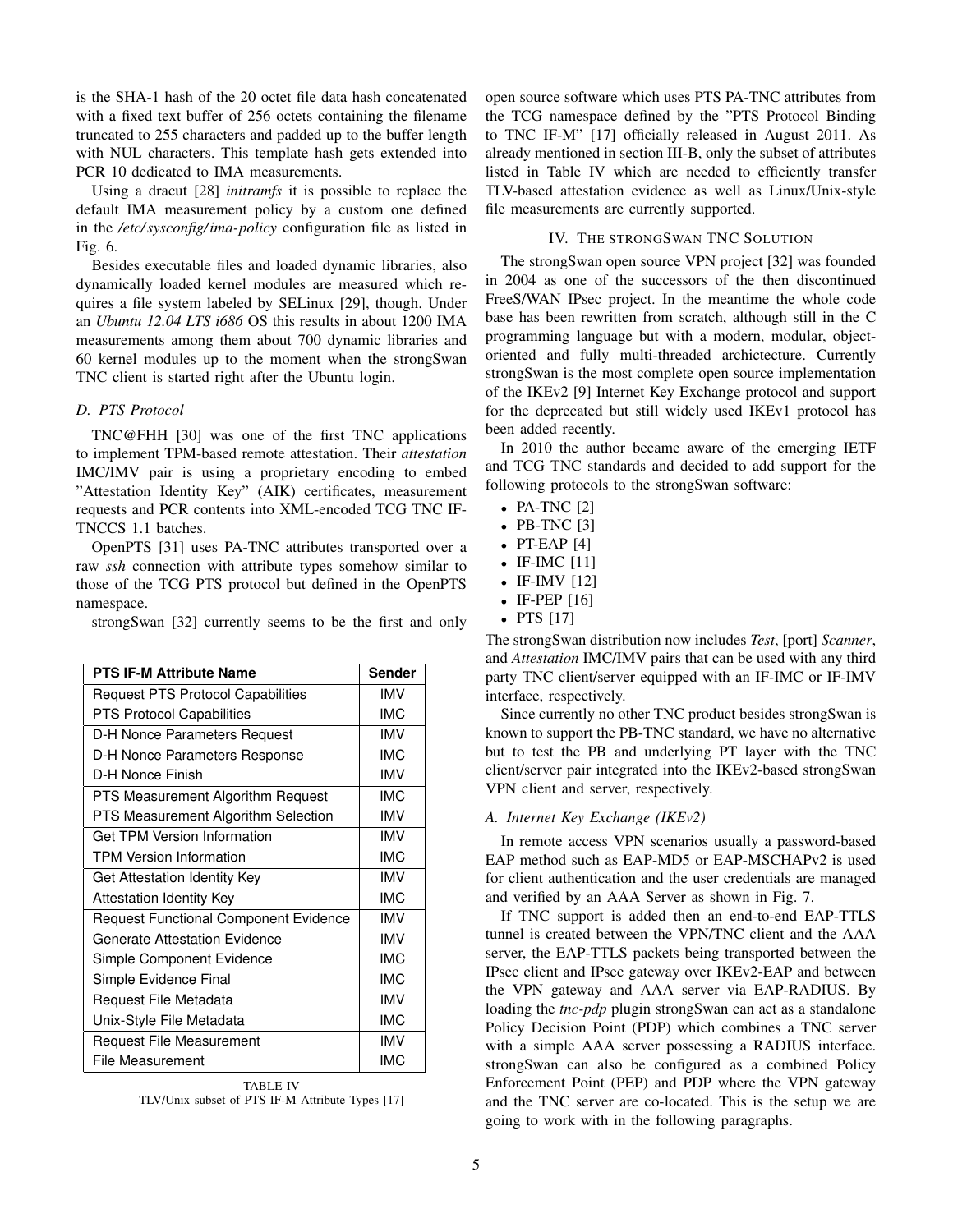is the SHA-1 hash of the 20 octet file data hash concatenated with a fixed text buffer of 256 octets containing the filename truncated to 255 characters and padded up to the buffer length with NUL characters. This template hash gets extended into PCR 10 dedicated to IMA measurements.

Using a dracut [28] *initramfs* it is possible to replace the default IMA measurement policy by a custom one defined in the */etc/sysconfig/ima-policy* configuration file as listed in Fig. 6.

Besides executable files and loaded dynamic libraries, also dynamically loaded kernel modules are measured which requires a file system labeled by SELinux [29], though. Under an *Ubuntu 12.04 LTS i686* OS this results in about 1200 IMA measurements among them about 700 dynamic libraries and 60 kernel modules up to the moment when the strongSwan TNC client is started right after the Ubuntu login.

### *D. PTS Protocol*

TNC@FHH [30] was one of the first TNC applications to implement TPM-based remote attestation. Their *attestation* IMC/IMV pair is using a proprietary encoding to embed "Attestation Identity Key" (AIK) certificates, measurement requests and PCR contents into XML-encoded TCG TNC IF-TNCCS 1.1 batches.

OpenPTS [31] uses PA-TNC attributes transported over a raw *ssh* connection with attribute types somehow similar to those of the TCG PTS protocol but defined in the OpenPTS namespace.

strongSwan [32] currently seems to be the first and only open source software which uses PTS PA-TNC attributes from the TCG namespace defined by the "PTS Protocol Binding to TNC IF-M" [17] officially released in August 2011. As already mentioned in section III-B, only the subset of attributes listed in Table IV which are needed to efficiently transfer TLV-based attestation evidence as well as Linux/Unix-style file measurements are currently supported.

| PTS IF-M Attribute Name | Sender |
|---|---|
| Request PTS Protocol Capabilities | IMV |
| PTS Protocol Capabilities | IMC |
| D-H Nonce Parameters Request | IMV |
| D-H Nonce Parameters Response | IMC |
| D-H Nonce Finish | IMV |
| PTS Measurement Algorithm Request | IMC |
| PTS Measurement Algorithm Selection | IMV |
| Get TPM Version Information | IMV |
| TPM Version Information | IMC |
| Get Attestation Identity Key | IMV |
| Attestation Identity Key | IMC |
| Request Functional Component Evidence | IMV |
| Generate Attestation Evidence | IMV |
| Simple Component Evidence | IMC |
| Simple Evidence Final | IMC |
| Request File Metadata | IMV |
| Unix-Style File Metadata | IMC |
| Request File Measurement | IMV |
| File Measurement | IMC |

TABLE IV
TLV/Unix subset of PTS IF-M Attribute Types [17]

## IV. The strongSwan TNC Solution

The strongSwan open source VPN project [32] was founded in 2004 as one of the successors of the then discontinued FreeS/WAN IPsec project. In the meantime the whole code base has been rewritten from scratch, although still in the C programming language but with a modern, modular, object-oriented and fully multi-threaded archictecture. Currently strongSwan is the most complete open source implementation of the IKEv2 [9] Internet Key Exchange protocol and support for the deprecated but still widely used IKEv1 protocol has been added recently.

In 2010 the author became aware of the emerging IETF and TCG TNC standards and decided to add support for the following protocols to the strongSwan software:

- PA-TNC [2]
- PB-TNC [3]
- PT-EAP [4]
- IF-IMC [11]
- IF-IMV [12]
- IF-PEP [16]
- PTS [17]

The strongSwan distribution now includes *Test*, [port] *Scanner*, and *Attestation* IMC/IMV pairs that can be used with any third party TNC client/server equipped with an IF-IMC or IF-IMV interface, respectively.

Since currently no other TNC product besides strongSwan is known to support the PB-TNC standard, we have no alternative but to test the PB and underlying PT layer with the TNC client/server pair integrated into the IKEv2-based strongSwan VPN client and server, respectively.

### *A. Internet Key Exchange (IKEv2)*

In remote access VPN scenarios usually a password-based EAP method such as EAP-MD5 or EAP-MSCHAPv2 is used for client authentication and the user credentials are managed and verified by an AAA Server as shown in Fig. 7.

If TNC support is added then an end-to-end EAP-TTLS tunnel is created between the VPN/TNC client and the AAA server, the EAP-TTLS packets being transported between the IPsec client and IPsec gateway over IKEv2-EAP and between the VPN gateway and AAA server via EAP-RADIUS. By loading the *tnc-pdp* plugin strongSwan can act as a standalone Policy Decision Point (PDP) which combines a TNC server with a simple AAA server possessing a RADIUS interface. strongSwan can also be configured as a combined Policy Enforcement Point (PEP) and PDP where the VPN gateway and the TNC server are co-located. This is the setup we are going to work with in the following paragraphs.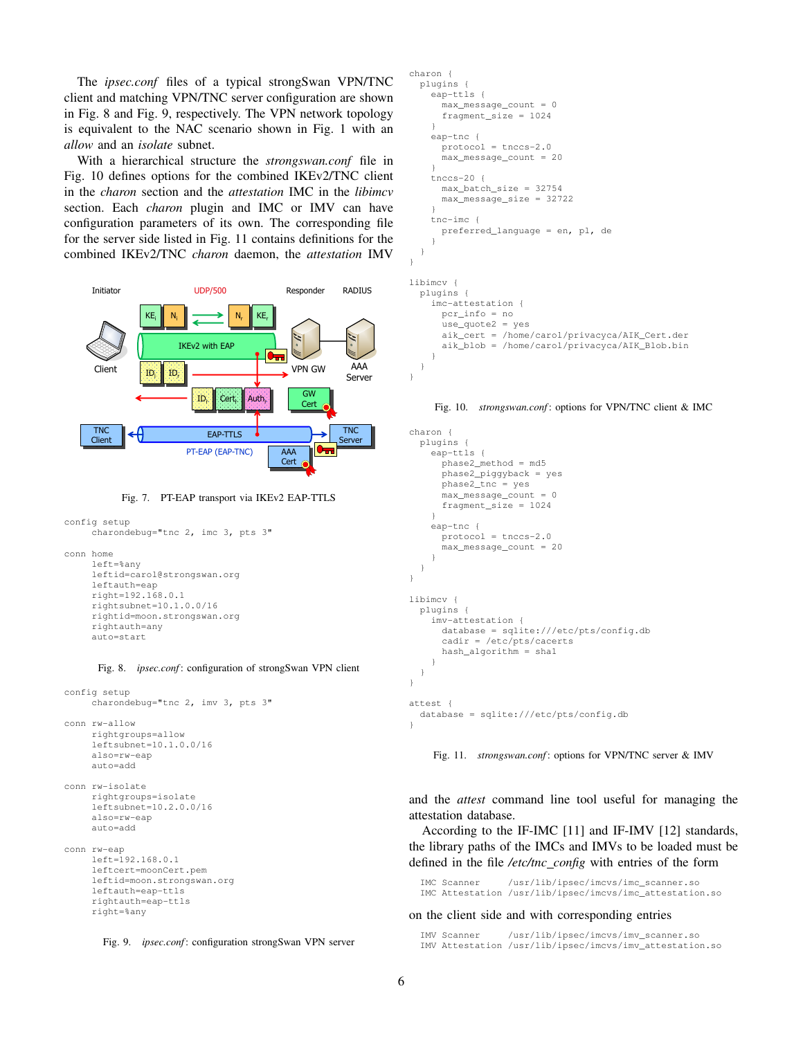The *ipsec.conf* files of a typical strongSwan VPN/TNC client and matching VPN/TNC server configuration are shown in Fig. 8 and Fig. 9, respectively. The VPN network topology is equivalent to the NAC scenario shown in Fig. 1 with an *allow* and an *isolate* subnet.

With a hierarchical structure the *strongswan.conf* file in Fig. 10 defines options for the combined IKEv2/TNC client in the *charon* section and the *attestation* IMC in the *libimcv* section. Each *charon* plugin and IMC or IMV can have configuration parameters of its own. The corresponding file for the server side listed in Fig. 11 contains definitions for the combined IKEv2/TNC *charon* daemon, the *attestation* IMV and the *attest* command line tool useful for managing the attestation database.

Fig. 7. PT-EAP transport via IKEv2 EAP-TTLS

```
config setup
     charondebug="tnc 2, imc 3, pts 3"

conn home
     left=%any
     leftid=carol@strongswan.org
     leftauth=eap
     right=192.168.0.1
     rightsubnet=10.1.0.0/16
     rightid=moon.strongswan.org
     rightauth=any
     auto=start
```

Fig. 8. *ipsec.conf*: configuration of strongSwan VPN client

```
config setup
     charondebug="tnc 2, imv 3, pts 3"

conn rw-allow
     rightgroups=allow
     leftsubnet=10.1.0.0/16
     also=rw-eap
     auto=add

conn rw-isolate
     rightgroups=isolate
     leftsubnet=10.2.0.0/16
     also=rw-eap
     auto=add

conn rw-eap
     left=192.168.0.1
     leftcert=moonCert.pem
     leftid=moon.strongswan.org
     leftauth=eap-ttls
     rightauth=eap-ttls
     right=%any
```

Fig. 9. *ipsec.conf*: configuration strongSwan VPN server

```
charon {
  plugins {
    eap-ttls {
      max_message_count = 0
      fragment_size = 1024
    }
    eap-tnc {
      protocol = tnccs-2.0
      max_message_count = 20
    }
    tnccs-20 {
      max_batch_size = 32754
      max_message_size = 32722
    }
    tnc-imc {
      preferred_language = en, pl, de
    }
  }
}

libimcv {
  plugins {
    imc-attestation {
      pcr_info = no
      use_quote2 = yes
      aik_cert = /home/carol/privacyca/AIK_Cert.der
      aik_blob = /home/carol/privacyca/AIK_Blob.bin
    }
  }
}
```

Fig. 10. *strongswan.conf*: options for VPN/TNC client & IMC

```
charon {
  plugins {
    eap-ttls {
      phase2_method = md5
      phase2_piggyback = yes
      phase2_tnc = yes
      max_message_count = 0
      fragment_size = 1024
    }
    eap-tnc {
      protocol = tnccs-2.0
      max_message_count = 20
    }
  }
}

libimcv {
  plugins {
    imv-attestation {
      database = sqlite:///etc/pts/config.db
      cadir = /etc/pts/cacerts
      hash_algorithm = sha1
    }
  }
}

attest {
  database = sqlite:///etc/pts/config.db
}
```

Fig. 11. *strongswan.conf*: options for VPN/TNC server & IMV

According to the IF-IMC [11] and IF-IMV [12] standards, the library paths of the IMCs and IMVs to be loaded must be defined in the file */etc/tnc_config* with entries of the form

```
IMC Scanner     /usr/lib/ipsec/imcvs/imc_scanner.so
IMC Attestation /usr/lib/ipsec/imcvs/imc_attestation.so
```

on the client side and with corresponding entries

```
IMV Scanner     /usr/lib/ipsec/imcvs/imv_scanner.so
IMV Attestation /usr/lib/ipsec/imcvs/imv_attestation.so
```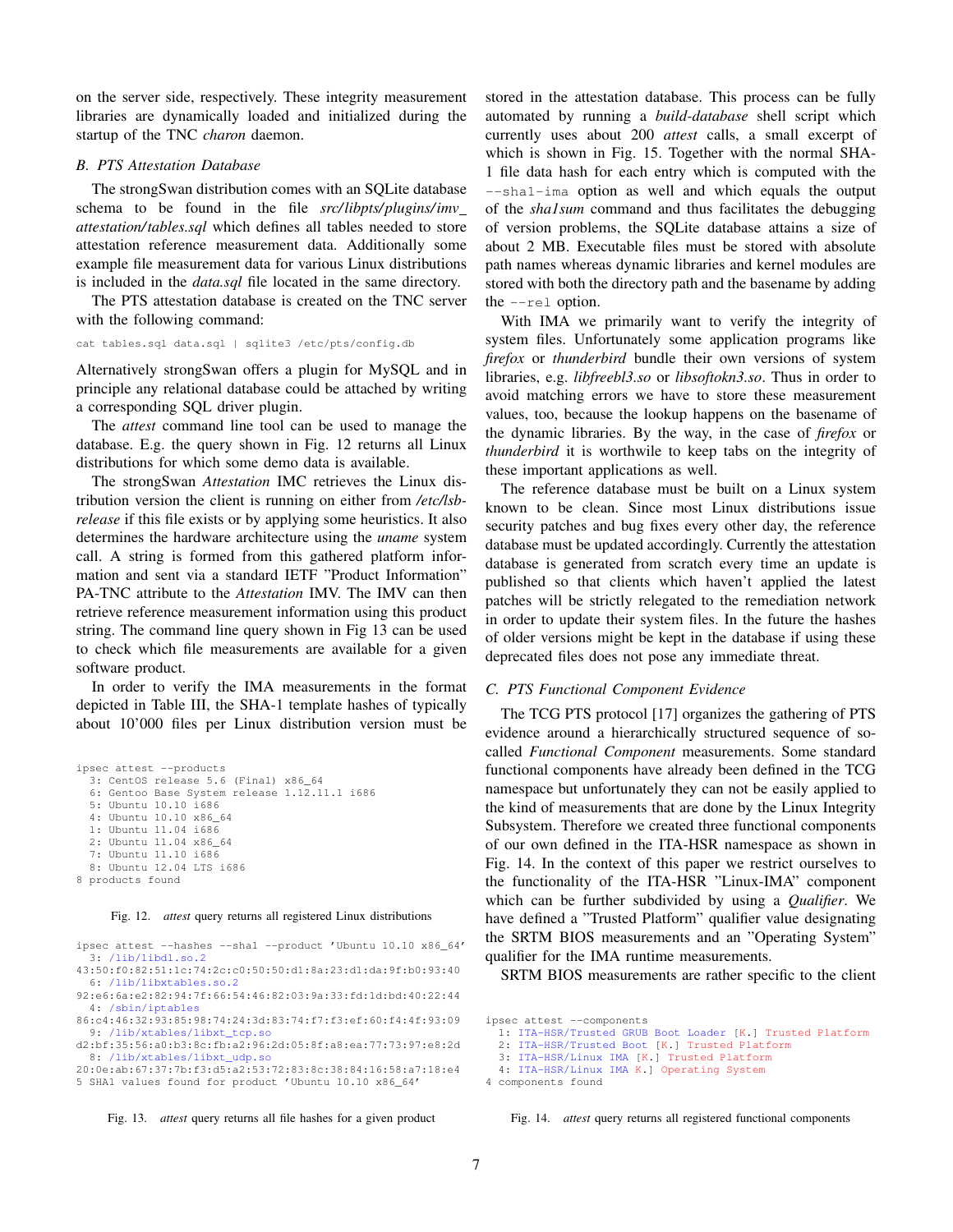on the server side, respectively. These integrity measurement libraries are dynamically loaded and initialized during the startup of the TNC *charon* daemon.

### B. PTS Attestation Database

The strongSwan distribution comes with an SQLite database schema to be found in the file *src/libpts/plugins/imv_attestation/tables.sql* which defines all tables needed to store attestation reference measurement data. Additionally some example file measurement data for various Linux distributions is included in the *data.sql* file located in the same directory.

The PTS attestation database is created on the TNC server with the following command:

```
cat tables.sql data.sql | sqlite3 /etc/pts/config.db
```

Alternatively strongSwan offers a plugin for MySQL and in principle any relational database could be attached by writing a corresponding SQL driver plugin.

The *attest* command line tool can be used to manage the database. E.g. the query shown in Fig. 12 returns all Linux distributions for which some demo data is available.

The strongSwan *Attestation* IMC retrieves the Linux distribution version the client is running on either from */etc/lsb-release* if this file exists or by applying some heuristics. It also determines the hardware architecture using the *uname* system call. A string is formed from this gathered platform information and sent via a standard IETF "Product Information" PA-TNC attribute to the *Attestation* IMV. The IMV can then retrieve reference measurement information using this product string. The command line query shown in Fig 13 can be used to check which file measurements are available for a given software product.

In order to verify the IMA measurements in the format depicted in Table III, the SHA-1 template hashes of typically about 10'000 files per Linux distribution version must be stored in the attestation database. This process can be fully automated by running a *build-database* shell script which currently uses about 200 *attest* calls, a small excerpt of which is shown in Fig. 15. Together with the normal SHA-1 file data hash for each entry which is computed with the `--sha1-ima` option as well and which equals the output of the *sha1sum* command and thus facilitates the debugging of version problems, the SQLite database attains a size of about 2 MB. Executable files must be stored with absolute path names whereas dynamic libraries and kernel modules are stored with both the directory path and the basename by adding the `--rel` option.

With IMA we primarily want to verify the integrity of system files. Unfortunately some application programs like *firefox* or *thunderbird* bundle their own versions of system libraries, e.g. *libfreebl3.so* or *libsoftokn3.so*. Thus in order to avoid matching errors we have to store these measurement values, too, because the lookup happens on the basename of the dynamic libraries. By the way, in the case of *firefox* or *thunderbird* it is worthwile to keep tabs on the integrity of these important applications as well.

The reference database must be built on a Linux system known to be clean. Since most Linux distributions issue security patches and bug fixes every other day, the reference database must be updated accordingly. Currently the attestation database is generated from scratch every time an update is published so that clients which haven't applied the latest patches will be strictly relegated to the remediation network in order to update their system files. In the future the hashes of older versions might be kept in the database if using these deprecated files does not pose any immediate threat.

```
ipsec attest --products
  3: CentOS release 5.6 (Final) x86_64
  6: Gentoo Base System release 1.12.11.1 i686
  5: Ubuntu 10.10 i686
  4: Ubuntu 10.10 x86_64
  1: Ubuntu 11.04 i686
  2: Ubuntu 11.04 x86_64
  7: Ubuntu 11.10 i686
  8: Ubuntu 12.04 LTS i686
8 products found
```

Fig. 12. *attest* query returns all registered Linux distributions

```
ipsec attest --hashes --sha1 --product 'Ubuntu 10.10 x86_64'
  3: /lib/libdl.so.2
43:50:f0:82:51:1c:74:2c:c0:50:50:d1:8a:23:d1:da:9f:b0:93:40
  6: /lib/libxtables.so.2
92:e6:6a:e2:82:94:7f:66:54:46:82:03:9a:33:fd:1d:bd:40:22:44
  4: /sbin/iptables
86:c4:46:32:93:85:98:74:24:3d:83:74:f7:f3:ef:60:f4:4f:93:09
  9: /lib/xtables/libxt_tcp.so
d2:bf:35:56:a0:b3:8c:fb:a2:96:2d:05:8f:a8:ea:77:73:97:e8:2d
  8: /lib/xtables/libxt_udp.so
20:0e:ab:67:37:7b:f3:d5:a2:53:72:83:8c:38:84:16:58:a7:18:e4
5 SHA1 values found for product 'Ubuntu 10.10 x86_64'
```

Fig. 13. *attest* query returns all file hashes for a given product

### C. PTS Functional Component Evidence

The TCG PTS protocol [17] organizes the gathering of PTS evidence around a hierarchically structured sequence of so-called *Functional Component* measurements. Some standard functional components have already been defined in the TCG namespace but unfortunately they can not be easily applied to the kind of measurements that are done by the Linux Integrity Subsystem. Therefore we created three functional components of our own defined in the ITA-HSR namespace as shown in Fig. 14. In the context of this paper we restrict ourselves to the functionality of the ITA-HSR "Linux-IMA" component which can be further subdivided by using a *Qualifier*. We have defined a "Trusted Platform" qualifier value designating the SRTM BIOS measurements and an "Operating System" qualifier for the IMA runtime measurements.

SRTM BIOS measurements are rather specific to the client

```
ipsec attest --components
  1: ITA-HSR/Trusted GRUB Boot Loader [K.] Trusted Platform
  2: ITA-HSR/Trusted Boot [K.] Trusted Platform
  3: ITA-HSR/Linux IMA [K.] Trusted Platform
  4: ITA-HSR/Linux IMA K.] Operating System
4 components found
```

Fig. 14. *attest* query returns all registered functional components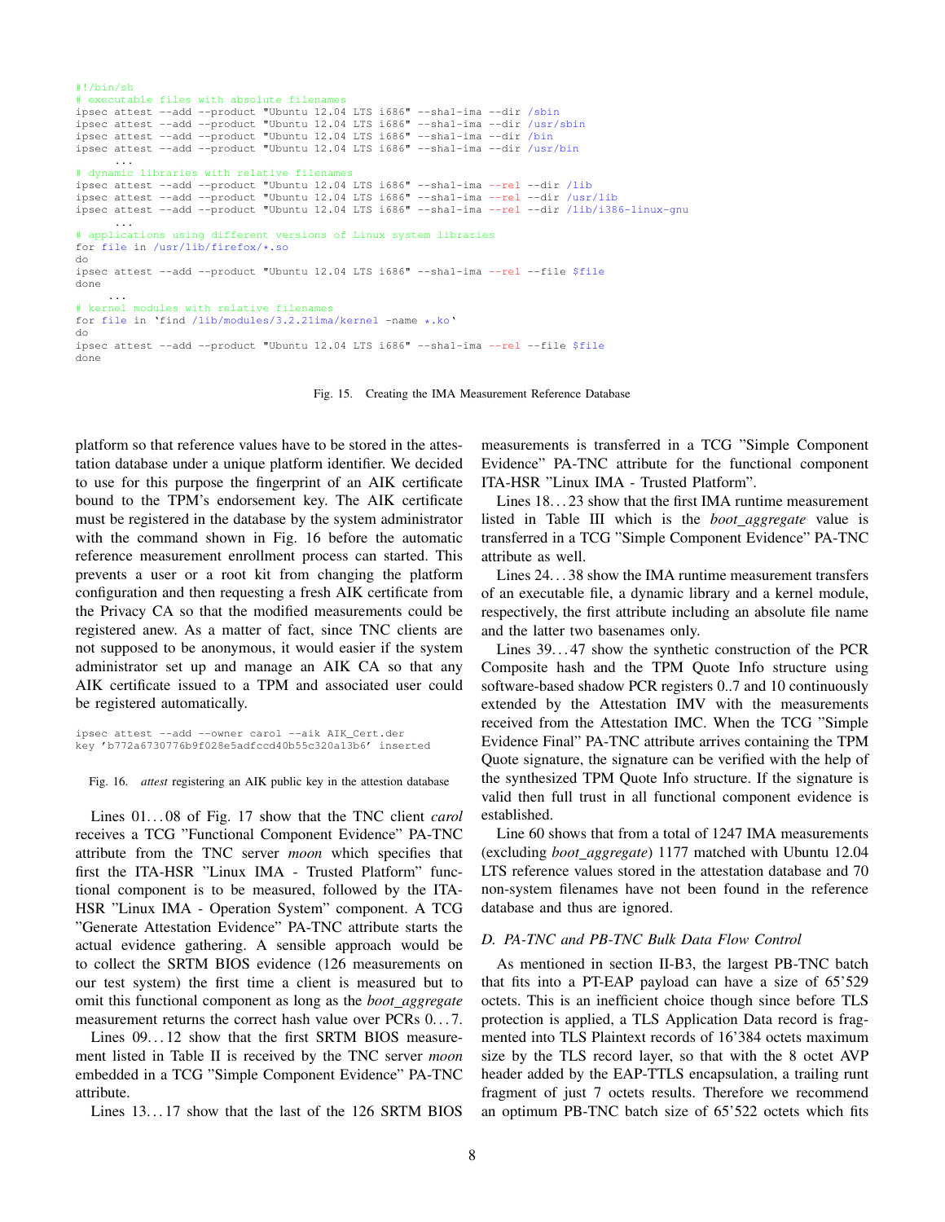```
#!/bin/sh
# executable files with absolute filenames
ipsec attest --add --product "Ubuntu 12.04 LTS i686" --sha1-ima --dir /sbin
ipsec attest --add --product "Ubuntu 12.04 LTS i686" --sha1-ima --dir /usr/sbin
ipsec attest --add --product "Ubuntu 12.04 LTS i686" --sha1-ima --dir /bin
ipsec attest --add --product "Ubuntu 12.04 LTS i686" --sha1-ima --dir /usr/bin
     ...
# dynamic libraries with relative filenames
ipsec attest --add --product "Ubuntu 12.04 LTS i686" --sha1-ima --rel --dir /lib
ipsec attest --add --product "Ubuntu 12.04 LTS i686" --sha1-ima --rel --dir /usr/lib
ipsec attest --add --product "Ubuntu 12.04 LTS i686" --sha1-ima --rel --dir /lib/i386-linux-gnu
     ...
# applications using different versions of Linux system libraries
for file in /usr/lib/firefox/*.so
do
ipsec attest --add --product "Ubuntu 12.04 LTS i686" --sha1-ima --rel --file $file
done
     ...
# kernel modules with relative filenames
for file in `find /lib/modules/3.2.21ima/kernel -name *.ko`
do
ipsec attest --add --product "Ubuntu 12.04 LTS i686" --sha1-ima --rel --file $file
done
```

Fig. 15. Creating the IMA Measurement Reference Database

platform so that reference values have to be stored in the attestation database under a unique platform identifier. We decided to use for this purpose the fingerprint of an AIK certificate bound to the TPM's endorsement key. The AIK certificate must be registered in the database by the system administrator with the command shown in Fig. 16 before the automatic reference measurement enrollment process can started. This prevents a user or a root kit from changing the platform configuration and then requesting a fresh AIK certificate from the Privacy CA so that the modified measurements could be registered anew. As a matter of fact, since TNC clients are not supposed to be anonymous, it would easier if the system administrator set up and manage an AIK CA so that any AIK certificate issued to a TPM and associated user could be registered automatically.

```
ipsec attest --add --owner carol --aik AIK_Cert.der
key 'b772a6730776b9f028e5adfccd40b55c320a13b6' inserted
```

Fig. 16. *attest* registering an AIK public key in the attestion database

Lines 01…08 of Fig. 17 show that the TNC client *carol* receives a TCG "Functional Component Evidence" PA-TNC attribute from the TNC server *moon* which specifies that first the ITA-HSR "Linux IMA - Trusted Platform" functional component is to be measured, followed by the ITA-HSR "Linux IMA - Operation System" component. A TCG "Generate Attestation Evidence" PA-TNC attribute starts the actual evidence gathering. A sensible approach would be to collect the SRTM BIOS evidence (126 measurements on our test system) the first time a client is measured but to omit this functional component as long as the *boot_aggregate* measurement returns the correct hash value over PCRs 0…7.

Lines 09…12 show that the first SRTM BIOS measurement listed in Table II is received by the TNC server *moon* embedded in a TCG "Simple Component Evidence" PA-TNC attribute.

Lines 13…17 show that the last of the 126 SRTM BIOS measurements is transferred in a TCG "Simple Component Evidence" PA-TNC attribute for the functional component ITA-HSR "Linux IMA - Trusted Platform".

Lines 18…23 show that the first IMA runtime measurement listed in Table III which is the *boot_aggregate* value is transferred in a TCG "Simple Component Evidence" PA-TNC attribute as well.

Lines 24…38 show the IMA runtime measurement transfers of an executable file, a dynamic library and a kernel module, respectively, the first attribute including an absolute file name and the latter two basenames only.

Lines 39…47 show the synthetic construction of the PCR Composite hash and the TPM Quote Info structure using software-based shadow PCR registers 0..7 and 10 continuously extended by the Attestation IMV with the measurements received from the Attestation IMC. When the TCG "Simple Evidence Final" PA-TNC attribute arrives containing the TPM Quote signature, the signature can be verified with the help of the synthesized TPM Quote Info structure. If the signature is valid then full trust in all functional component evidence is established.

Line 60 shows that from a total of 1247 IMA measurements (excluding *boot_aggregate*) 1177 matched with Ubuntu 12.04 LTS reference values stored in the attestation database and 70 non-system filenames have not been found in the reference database and thus are ignored.

### D. PA-TNC and PB-TNC Bulk Data Flow Control

As mentioned in section II-B3, the largest PB-TNC batch that fits into a PT-EAP payload can have a size of 65'529 octets. This is an inefficient choice though since before TLS protection is applied, a TLS Application Data record is fragmented into TLS Plaintext records of 16'384 octets maximum size by the TLS record layer, so that with the 8 octet AVP header added by the EAP-TTLS encapsulation, a trailing runt fragment of just 7 octets results. Therefore we recommend an optimum PB-TNC batch size of 65'522 octets which fits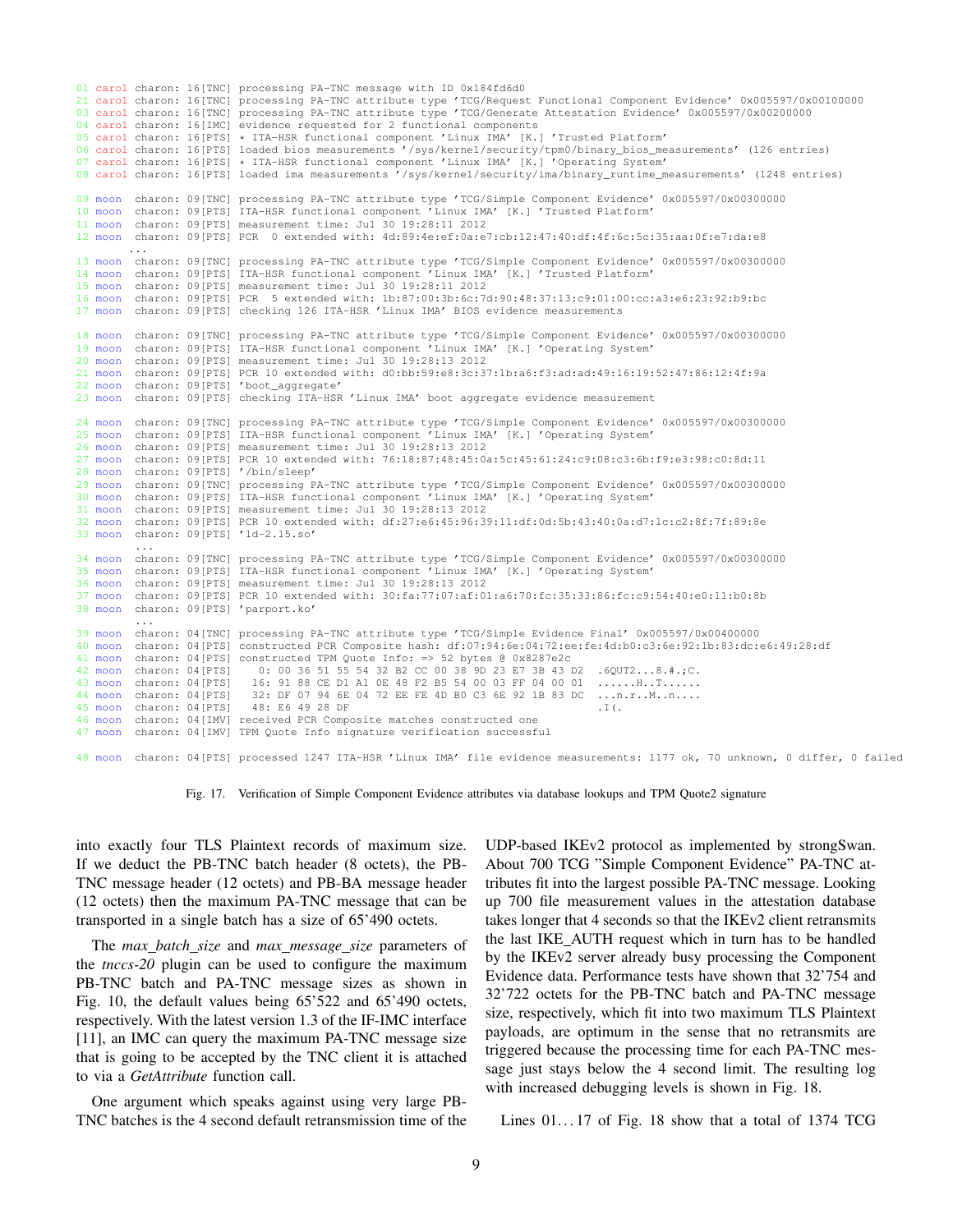```
01 carol charon: 16[TNC] processing PA-TNC message with ID 0x184fd6d0
21 carol charon: 16[TNC] processing PA-TNC attribute type 'TCG/Request Functional Component Evidence' 0x005597/0x00100000
03 carol charon: 16[TNC] processing PA-TNC attribute type 'TCG/Generate Attestation Evidence' 0x005597/0x00200000
04 carol charon: 16[IMC] evidence requested for 2 functional components
05 carol charon: 16[PTS] * ITA-HSR functional component 'Linux IMA' [K.] 'Trusted Platform'
06 carol charon: 16[PTS] loaded bios measurements '/sys/kernel/security/tpm0/binary_bios_measurements' (126 entries)
07 carol charon: 16[PTS] * ITA-HSR functional component 'Linux IMA' [K.] 'Operating System'
08 carol charon: 16[PTS] loaded ima measurements '/sys/kernel/security/ima/binary_runtime_measurements' (1248 entries)

09 moon  charon: 09[TNC] processing PA-TNC attribute type 'TCG/Simple Component Evidence' 0x005597/0x00300000
10 moon  charon: 09[PTS] ITA-HSR functional component 'Linux IMA' [K.] 'Trusted Platform'
11 moon  charon: 09[PTS] measurement time: Jul 30 19:28:11 2012
12 moon  charon: 09[PTS] PCR  0 extended with: 4d:89:4e:ef:0a:e7:cb:12:47:40:df:4f:6c:5c:35:aa:0f:e7:da:e8
      ...
13 moon  charon: 09[TNC] processing PA-TNC attribute type 'TCG/Simple Component Evidence' 0x005597/0x00300000
14 moon  charon: 09[PTS] ITA-HSR functional component 'Linux IMA' [K.] 'Trusted Platform'
15 moon  charon: 09[PTS] measurement time: Jul 30 19:28:11 2012
16 moon  charon: 09[PTS] PCR  5 extended with: 1b:87:00:3b:6c:7d:90:48:37:13:c9:01:00:cc:a3:e6:23:92:b9:bc
17 moon  charon: 09[PTS] checking 126 ITA-HSR 'Linux IMA' BIOS evidence measurements

18 moon  charon: 09[TNC] processing PA-TNC attribute type 'TCG/Simple Component Evidence' 0x005597/0x00300000
19 moon  charon: 09[PTS] ITA-HSR functional component 'Linux IMA' [K.] 'Operating System'
20 moon  charon: 09[PTS] measurement time: Jul 30 19:28:13 2012
21 moon  charon: 09[PTS] PCR 10 extended with: d0:bb:59:e8:3c:37:1b:a6:f3:ad:ad:49:16:19:52:47:86:12:4f:9a
22 moon  charon: 09[PTS] 'boot_aggregate'
23 moon  charon: 09[PTS] checking ITA-HSR 'Linux IMA' boot aggregate evidence measurement

24 moon  charon: 09[TNC] processing PA-TNC attribute type 'TCG/Simple Component Evidence' 0x005597/0x00300000
25 moon  charon: 09[PTS] ITA-HSR functional component 'Linux IMA' [K.] 'Operating System'
26 moon  charon: 09[PTS] measurement time: Jul 30 19:28:13 2012
27 moon  charon: 09[PTS] PCR 10 extended with: 76:18:87:48:45:0a:5c:45:61:24:c9:08:c3:6b:f9:e3:98:c0:8d:11
28 moon  charon: 09[PTS] '/bin/sleep'
29 moon  charon: 09[TNC] processing PA-TNC attribute type 'TCG/Simple Component Evidence' 0x005597/0x00300000
30 moon  charon: 09[PTS] ITA-HSR functional component 'Linux IMA' [K.] 'Operating System'
31 moon  charon: 09[PTS] measurement time: Jul 30 19:28:13 2012
32 moon  charon: 09[PTS] PCR 10 extended with: df:27:e6:45:96:39:11:df:0d:5b:43:40:0a:d7:1c:c2:8f:7f:89:8e
33 moon  charon: 09[PTS] 'ld-2.15.so'
       ...
34 moon  charon: 09[TNC] processing PA-TNC attribute type 'TCG/Simple Component Evidence' 0x005597/0x00300000
35 moon  charon: 09[PTS] ITA-HSR functional component 'Linux IMA' [K.] 'Operating System'
36 moon  charon: 09[PTS] measurement time: Jul 30 19:28:13 2012
37 moon  charon: 09[PTS] PCR 10 extended with: 30:fa:77:07:af:01:a6:70:fc:35:33:86:fc:c9:54:40:e0:11:b0:8b
38 moon  charon: 09[PTS] 'parport.ko'
       ...
39 moon  charon: 04[TNC] processing PA-TNC attribute type 'TCG/Simple Evidence Final' 0x005597/0x00400000
40 moon  charon: 04[PTS] constructed PCR Composite hash: df:07:94:6e:04:72:ee:fe:4d:b0:c3:6e:92:1b:83:dc:e6:49:28:df
41 moon  charon: 04[PTS] constructed TPM Quote Info: => 52 bytes @ 0x8287e2c
42 moon  charon: 04[PTS]    0: 00 36 51 55 54 32 B2 CC 00 38 9D 23 E7 3B 43 D2  .6QUT2...8.#.;C.
43 moon  charon: 04[PTS]   16: 91 88 CE D1 A1 0E 48 F2 B5 54 00 03 FF 04 00 01  ......H..T......
44 moon  charon: 04[PTS]   32: DF 07 94 6E 04 72 EE FE 4D B0 C3 6E 92 1B 83 DC  ...n.r..M..n....
45 moon  charon: 04[PTS]   48: E6 49 28 DF                                      .I(.
46 moon  charon: 04[IMV] received PCR Composite matches constructed one
47 moon  charon: 04[IMV] TPM Quote Info signature verification successful

48 moon  charon: 04[PTS] processed 1247 ITA-HSR 'Linux IMA' file evidence measurements: 1177 ok, 70 unknown, 0 differ, 0 failed
```

Fig. 17. Verification of Simple Component Evidence attributes via database lookups and TPM Quote2 signature

into exactly four TLS Plaintext records of maximum size. If we deduct the PB-TNC batch header (8 octets), the PB-TNC message header (12 octets) and PB-BA message header (12 octets) then the maximum PA-TNC message that can be transported in a single batch has a size of 65'490 octets.

The *max_batch_size* and *max_message_size* parameters of the *tnccs-20* plugin can be used to configure the maximum PB-TNC batch and PA-TNC message sizes as shown in Fig. 10, the default values being 65'522 and 65'490 octets, respectively. With the latest version 1.3 of the IF-IMC interface [11], an IMC can query the maximum PA-TNC message size that is going to be accepted by the TNC client it is attached to via a *GetAttribute* function call.

One argument which speaks against using very large PB-TNC batches is the 4 second default retransmission time of the UDP-based IKEv2 protocol as implemented by strongSwan. About 700 TCG "Simple Component Evidence" PA-TNC attributes fit into the largest possible PA-TNC message. Looking up 700 file measurement values in the attestation database takes longer that 4 seconds so that the IKEv2 client retransmits the last IKE_AUTH request which in turn has to be handled by the IKEv2 server already busy processing the Component Evidence data. Performance tests have shown that 32'754 and 32'722 octets for the PB-TNC batch and PA-TNC message size, respectively, which fit into two maximum TLS Plaintext payloads, are optimum in the sense that no retransmits are triggered because the processing time for each PA-TNC message just stays below the 4 second limit. The resulting log with increased debugging levels is shown in Fig. 18.

Lines 01…17 of Fig. 18 show that a total of 1374 TCG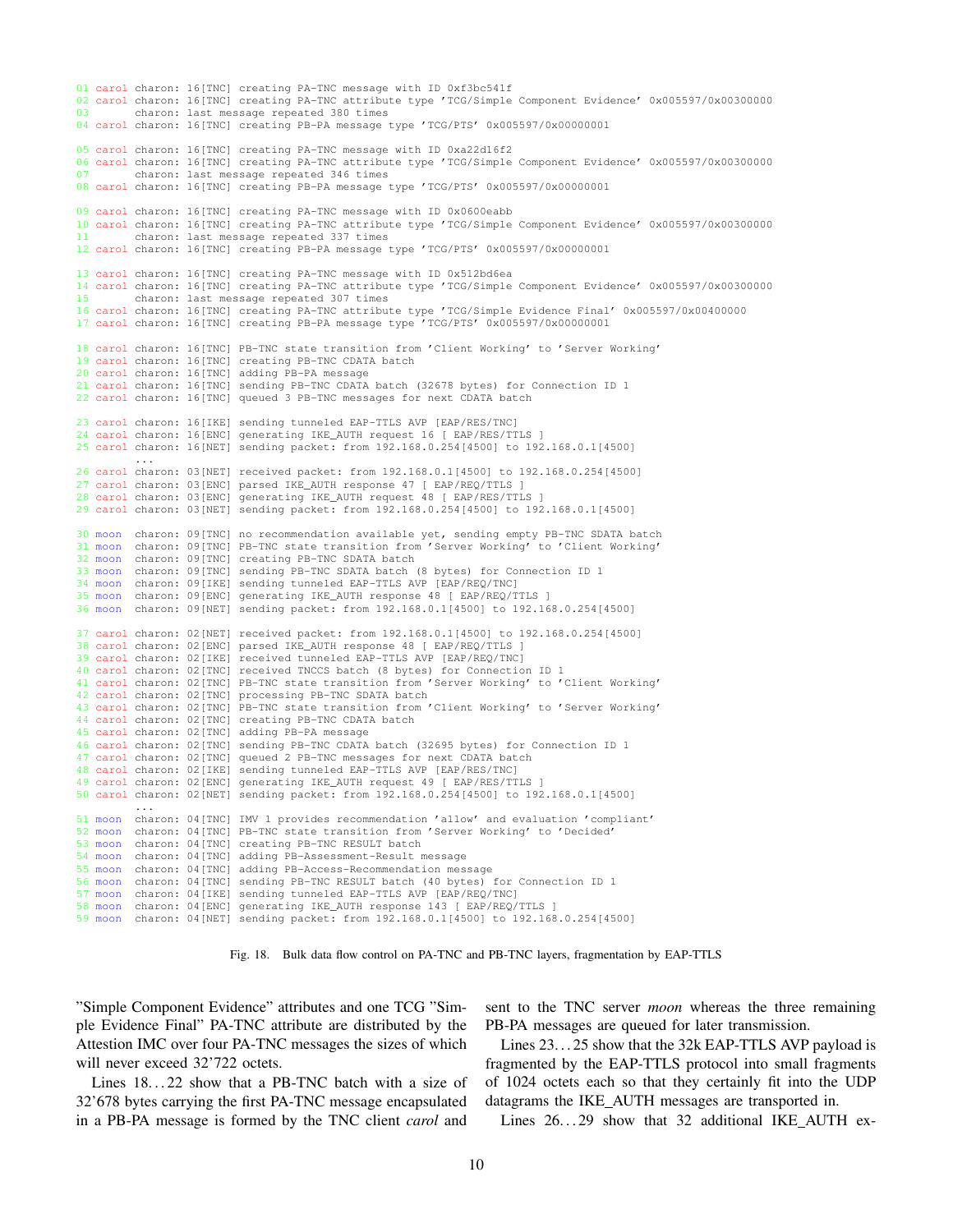```
01 carol charon: 16[TNC] creating PA-TNC message with ID 0xf3bc541f
02 carol charon: 16[TNC] creating PA-TNC attribute type 'TCG/Simple Component Evidence' 0x005597/0x00300000
03       charon: last message repeated 380 times
04 carol charon: 16[TNC] creating PB-PA message type 'TCG/PTS' 0x005597/0x00000001

05 carol charon: 16[TNC] creating PA-TNC message with ID 0xa22d16f2
06 carol charon: 16[TNC] creating PA-TNC attribute type 'TCG/Simple Component Evidence' 0x005597/0x00300000
07       charon: last message repeated 346 times
08 carol charon: 16[TNC] creating PB-PA message type 'TCG/PTS' 0x005597/0x00000001

09 carol charon: 16[TNC] creating PA-TNC message with ID 0x0600eabb
10 carol charon: 16[TNC] creating PA-TNC attribute type 'TCG/Simple Component Evidence' 0x005597/0x00300000
11       charon: last message repeated 337 times
12 carol charon: 16[TNC] creating PB-PA message type 'TCG/PTS' 0x005597/0x00000001

13 carol charon: 16[TNC] creating PA-TNC message with ID 0x512bd6ea
14 carol charon: 16[TNC] creating PA-TNC attribute type 'TCG/Simple Component Evidence' 0x005597/0x00300000
15       charon: last message repeated 307 times
16 carol charon: 16[TNC] creating PA-TNC attribute type 'TCG/Simple Evidence Final' 0x005597/0x00400000
17 carol charon: 16[TNC] creating PB-PA message type 'TCG/PTS' 0x005597/0x00000001

18 carol charon: 16[TNC] PB-TNC state transition from 'Client Working' to 'Server Working'
19 carol charon: 16[TNC] creating PB-TNC CDATA batch
20 carol charon: 16[TNC] adding PB-PA message
21 carol charon: 16[TNC] sending PB-TNC CDATA batch (32678 bytes) for Connection ID 1
22 carol charon: 16[TNC] queued 3 PB-TNC messages for next CDATA batch

23 carol charon: 16[IKE] sending tunneled EAP-TTLS AVP [EAP/RES/TNC]
24 carol charon: 16[ENC] generating IKE_AUTH request 16 [ EAP/RES/TTLS ]
25 carol charon: 16[NET] sending packet: from 192.168.0.254[4500] to 192.168.0.1[4500]
      ...
26 carol charon: 03[NET] received packet: from 192.168.0.1[4500] to 192.168.0.254[4500]
27 carol charon: 03[ENC] parsed IKE_AUTH response 47 [ EAP/REQ/TTLS ]
28 carol charon: 03[ENC] generating IKE_AUTH request 48 [ EAP/RES/TTLS ]
29 carol charon: 03[NET] sending packet: from 192.168.0.254[4500] to 192.168.0.1[4500]

30 moon  charon: 09[TNC] no recommendation available yet, sending empty PB-TNC SDATA batch
31 moon  charon: 09[TNC] PB-TNC state transition from 'Server Working' to 'Client Working'
32 moon  charon: 09[TNC] creating PB-TNC SDATA batch
33 moon  charon: 09[TNC] sending PB-TNC SDATA batch (8 bytes) for Connection ID 1
34 moon  charon: 09[IKE] sending tunneled EAP-TTLS AVP [EAP/REQ/TNC]
35 moon  charon: 09[ENC] generating IKE_AUTH response 48 [ EAP/REQ/TTLS ]
36 moon  charon: 09[NET] sending packet: from 192.168.0.1[4500] to 192.168.0.254[4500]

37 carol charon: 02[NET] received packet: from 192.168.0.1[4500] to 192.168.0.254[4500]
38 carol charon: 02[ENC] parsed IKE_AUTH response 48 [ EAP/REQ/TTLS ]
39 carol charon: 02[IKE] received tunneled EAP-TTLS AVP [EAP/REQ/TNC]
40 carol charon: 02[TNC] received TNCCS batch (8 bytes) for Connection ID 1
41 carol charon: 02[TNC] PB-TNC state transition from 'Server Working' to 'Client Working'
42 carol charon: 02[TNC] processing PB-TNC SDATA batch
43 carol charon: 02[TNC] PB-TNC state transition from 'Client Working' to 'Server Working'
44 carol charon: 02[TNC] creating PB-TNC CDATA batch
45 carol charon: 02[TNC] adding PB-PA message
46 carol charon: 02[TNC] sending PB-TNC CDATA batch (32695 bytes) for Connection ID 1
47 carol charon: 02[TNC] queued 2 PB-TNC messages for next CDATA batch
48 carol charon: 02[IKE] sending tunneled EAP-TTLS AVP [EAP/RES/TNC]
49 carol charon: 02[ENC] generating IKE_AUTH request 49 [ EAP/RES/TTLS ]
50 carol charon: 02[NET] sending packet: from 192.168.0.254[4500] to 192.168.0.1[4500]
      ...
51 moon  charon: 04[TNC] IMV 1 provides recommendation 'allow' and evaluation 'compliant'
52 moon  charon: 04[TNC] PB-TNC state transition from 'Server Working' to 'Decided'
53 moon  charon: 04[TNC] creating PB-TNC RESULT batch
54 moon  charon: 04[TNC] adding PB-Assessment-Result message
55 moon  charon: 04[TNC] adding PB-Access-Recommendation message
56 moon  charon: 04[TNC] sending PB-TNC RESULT batch (40 bytes) for Connection ID 1
57 moon  charon: 04[IKE] sending tunneled EAP-TTLS AVP [EAP/REQ/TNC]
58 moon  charon: 04[ENC] generating IKE_AUTH response 143 [ EAP/REQ/TTLS ]
59 moon  charon: 04[NET] sending packet: from 192.168.0.1[4500] to 192.168.0.254[4500]
```

Fig. 18. Bulk data flow control on PA-TNC and PB-TNC layers, fragmentation by EAP-TTLS

"Simple Component Evidence" attributes and one TCG "Simple Evidence Final" PA-TNC attribute are distributed by the Attestion IMC over four PA-TNC messages the sizes of which will never exceed 32'722 octets.

Lines 18…22 show that a PB-TNC batch with a size of 32'678 bytes carrying the first PA-TNC message encapsulated in a PB-PA message is formed by the TNC client *carol* and sent to the TNC server *moon* whereas the three remaining PB-PA messages are queued for later transmission.

Lines 23…25 show that the 32k EAP-TTLS AVP payload is fragmented by the EAP-TTLS protocol into small fragments of 1024 octets each so that they certainly fit into the UDP datagrams the IKE_AUTH messages are transported in.

Lines 26…29 show that 32 additional IKE_AUTH ex-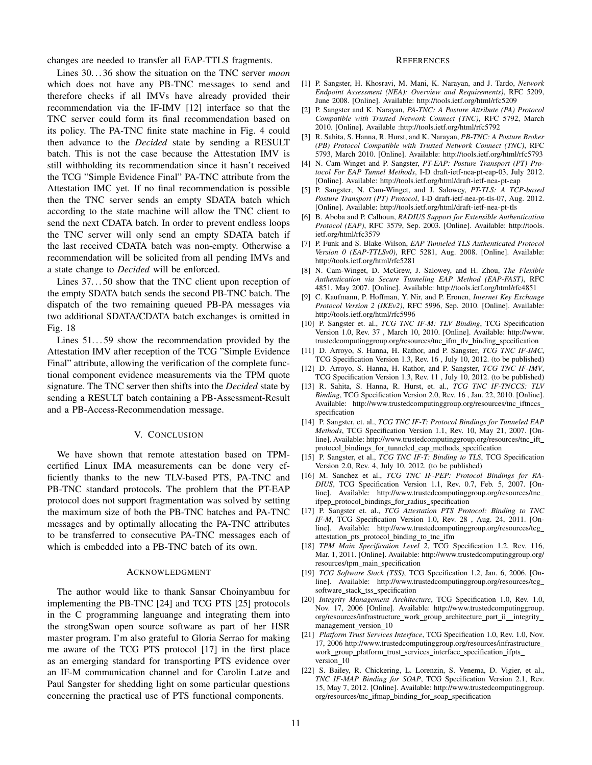changes are needed to transfer all EAP-TTLS fragments.

Lines 30…36 show the situation on the TNC server *moon* which does not have any PB-TNC messages to send and therefore checks if all IMVs have already provided their recommendation via the IF-IMV [12] interface so that the TNC server could form its final recommendation based on its policy. The PA-TNC finite state machine in Fig. 4 could then advance to the *Decided* state by sending a RESULT batch. This is not the case because the Attestation IMV is still withholding its recommendation since it hasn't received the TCG "Simple Evidence Final" PA-TNC attribute from the Attestation IMC yet. If no final recommendation is possible then the TNC server sends an empty SDATA batch which according to the state machine will allow the TNC client to send the next CDATA batch. In order to prevent endless loops the TNC server will only send an empty SDATA batch if the last received CDATA batch was non-empty. Otherwise a recommendation will be solicited from all pending IMVs and a state change to *Decided* will be enforced.

Lines 37…50 show that the TNC client upon reception of the empty SDATA batch sends the second PB-TNC batch. The dispatch of the two remaining queued PB-PA messages via two additional SDATA/CDATA batch exchanges is omitted in Fig. 18

Lines 51…59 show the recommendation provided by the Attestation IMV after reception of the TCG "Simple Evidence Final" attribute, allowing the verification of the complete functional component evidence measurements via the TPM quote signature. The TNC server then shifts into the *Decided* state by sending a RESULT batch containing a PB-Assessment-Result and a PB-Access-Recommendation message.

## V. Conclusion

We have shown that remote attestation based on TPM-certified Linux IMA measurements can be done very efficiently thanks to the new TLV-based PTS, PA-TNC and PB-TNC standard protocols. The problem that the PT-EAP protocol does not support fragmentation was solved by setting the maximum size of both the PB-TNC batches and PA-TNC messages and by optimally allocating the PA-TNC attributes to be transferred to consecutive PA-TNC messages each of which is embedded into a PB-TNC batch of its own.

## Acknowledgment

The author would like to thank Sansar Choinyambuu for implementing the PB-TNC [24] and TCG PTS [25] protocols in the C programming languange and integrating them into the strongSwan open source software as part of her HSR master program. I'm also grateful to Gloria Serrao for making me aware of the TCG PTS protocol [17] in the first place as an emerging standard for transporting PTS evidence over an IF-M communication channel and for Carolin Latze and Paul Sangster for shedding light on some particular questions concerning the practical use of PTS functional components.

## References

[1] P. Sangster, H. Khosravi, M. Mani, K. Narayan, and J. Tardo, *Network Endpoint Assessment (NEA): Overview and Requirements)*, RFC 5209, June 2008. [Online]. Available: http://tools.ietf.org/html/rfc5209

[2] P. Sangster and K. Narayan, *PA-TNC: A Posture Attribute (PA) Protocol Compatible with Trusted Network Connect (TNC)*, RFC 5792, March 2010. [Online]. Available :http://tools.ietf.org/html/rfc5792

[3] R. Sahita, S. Hanna, R. Hurst, and K. Narayan, *PB-TNC: A Posture Broker (PB) Protocol Compatible with Trusted Network Connect (TNC)*, RFC 5793, March 2010. [Online]. Available: http://tools.ietf.org/html/rfc5793

[4] N. Cam-Winget and P. Sangster, *PT-EAP: Posture Transport (PT) Protocol For EAP Tunnel Methods*, I-D draft-ietf-nea-pt-eap-03, July 2012. [Online]. Available: http://tools.ietf.org/html/draft-ietf-nea-pt-eap

[5] P. Sangster, N. Cam-Winget, and J. Salowey, *PT-TLS: A TCP-based Posture Transport (PT) Protocol*, I-D draft-ietf-nea-pt-tls-07, Aug. 2012. [Online]. Available: http://tools.ietf.org/html/draft-ietf-nea-pt-tls

[6] B. Aboba and P. Calhoun, *RADIUS Support for Extensible Authentication Protocol (EAP)*, RFC 3579, Sep. 2003. [Online]. Available: http://tools.ietf.org/html/rfc3579

[7] P. Funk and S. Blake-Wilson, *EAP Tunneled TLS Authenticated Protocol Version 0 (EAP-TTLSv0)*, RFC 5281, Aug. 2008. [Online]. Available: http://tools.ietf.org/html/rfc5281

[8] N. Cam-Winget, D. McGrew, J. Salowey, and H. Zhou, *The Flexible Authentication via Secure Tunneling EAP Method (EAP-FAST)*, RFC 4851, May 2007. [Online]. Available: http://tools.ietf.org/html/rfc4851

[9] C. Kaufmann, P. Hoffman, Y. Nir, and P. Eronen, *Internet Key Exchange Protocol Version 2 (IKEv2)*, RFC 5996, Sep. 2010. [Online]. Available: http://tools.ietf.org/html/rfc5996

[10] P. Sangster et. al., *TCG TNC IF-M: TLV Binding*, TCG Specification Version 1.0, Rev. 37 , March 10, 2010. [Online]. Available: http://www.trustedcomputinggroup.org/resources/tnc_ifm_tlv_binding_specification

[11] D. Arroyo, S. Hanna, H. Rathor, and P. Sangster, *TCG TNC IF-IMC*, TCG Specification Version 1.3, Rev. 16 , July 10, 2012. (to be published)

[12] D. Arroyo, S. Hanna, H. Rathor, and P. Sangster, *TCG TNC IF-IMV*, TCG Specification Version 1.3, Rev. 11 , July 10, 2012. (to be published)

[13] R. Sahita, S. Hanna, R. Hurst, et. al., *TCG TNC IF-TNCCS: TLV Binding*, TCG Specification Version 2.0, Rev. 16 , Jan. 22, 2010. [Online]. Available: http://www.trustedcomputinggroup.org/resources/tnc_iftnccs_specification

[14] P. Sangster, et. al., *TCG TNC IF-T: Protocol Bindings for Tunneled EAP Methods*, TCG Specification Version 1.1, Rev. 10, May 21, 2007. [Online]. Available: http://www.trustedcomputinggroup.org/resources/tnc_ift_protocol_bindings_for_tunneled_eap_methods_specification

[15] P. Sangster, et al., *TCG TNC IF-T: Binding to TLS*, TCG Specification Version 2.0, Rev. 4, July 10, 2012. (to be published)

[16] M. Sanchez et al., *TCG TNC IF-PEP: Protocol Bindings for RADIUS*, TCG Specification Version 1.1, Rev. 0.7, Feb. 5, 2007. [Online]. Available: http://www.trustedcomputinggroup.org/resources/tnc_ifpep_protocol_bindings_for_radius_specification

[17] P. Sangster et. al., *TCG Attestation PTS Protocol: Binding to TNC IF-M*, TCG Specification Version 1.0, Rev. 28 , Aug. 24, 2011. [Online]. Available: http://www.trustedcomputinggroup.org/resources/tcg_attestation_pts_protocol_binding_to_tnc_ifm

[18] *TPM Main Specification Level 2*, TCG Specification 1.2, Rev. 116, Mar. 1, 2011. [Online]. Available: http://www.trustedcomputinggroup.org/resources/tpm_main_specification

[19] *TCG Software Stack (TSS)*, TCG Specification 1.2, Jan. 6, 2006. [Online]. Available: http://www.trustedcomputinggroup.org/resources/tcg_software_stack_tss_specification

[20] *Integrity Management Architecture*, TCG Specification 1.0, Rev. 1.0, Nov. 17, 2006 [Online]. Available: http://www.trustedcomputinggroup.org/resources/infrastructure_work_group_architecture_part_ii__integrity_management_version_10

[21] *Platform Trust Services Interface*, TCG Specification 1.0, Rev. 1.0, Nov. 17, 2006 http://www.trustedcomputinggroup.org/resources/infrastructure_work_group_platform_trust_services_interface_specification_ifpts_version_10

[22] S. Bailey, R. Chickering, L. Lorenzin, S. Venema, D. Vigier, et al., *TNC IF-MAP Binding for SOAP*, TCG Specification Version 2.1, Rev. 15, May 7, 2012. [Online]. Available: http://www.trustedcomputinggroup.org/resources/tnc_ifmap_binding_for_soap_specification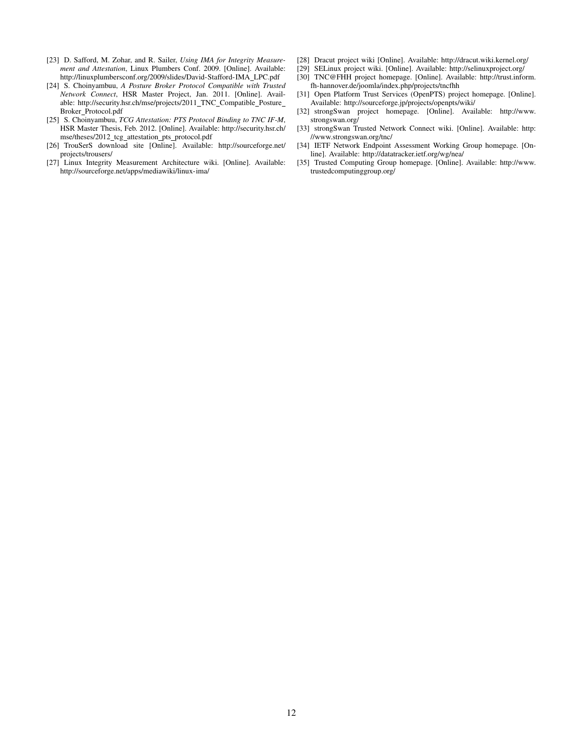[23] D. Safford, M. Zohar, and R. Sailer, *Using IMA for Integrity Measurement and Attestation*, Linux Plumbers Conf. 2009. [Online]. Available: http://linuxplumbersconf.org/2009/slides/David-Stafford-IMA_LPC.pdf

[24] S. Choinyambuu, *A Posture Broker Protocol Compatible with Trusted Network Connect*, HSR Master Project, Jan. 2011. [Online]. Available: http://security.hsr.ch/mse/projects/2011_TNC_Compatible_Posture_Broker_Protocol.pdf

[25] S. Choinyambuu, *TCG Attestation: PTS Protocol Binding to TNC IF-M*, HSR Master Thesis, Feb. 2012. [Online]. Available: http://security.hsr.ch/mse/theses/2012_tcg_attestation_pts_protocol.pdf

[26] TrouSerS download site [Online]. Available: http://sourceforge.net/projects/trousers/

[27] Linux Integrity Measurement Architecture wiki. [Online]. Available: http://sourceforge.net/apps/mediawiki/linux-ima/

[28] Dracut project wiki [Online]. Available: http://dracut.wiki.kernel.org/

[29] SELinux project wiki. [Online]. Available: http://selinuxproject.org/

[30] TNC@FHH project homepage. [Online]. Available: http://trust.inform.fh-hannover.de/joomla/index.php/projects/tncfhh

[31] Open Platform Trust Services (OpenPTS) project homepage. [Online]. Available: http://sourceforge.jp/projects/openpts/wiki/

[32] strongSwan project homepage. [Online]. Available: http://www.strongswan.org/

[33] strongSwan Trusted Network Connect wiki. [Online]. Available: http://www.strongswan.org/tnc/

[34] IETF Network Endpoint Assessment Working Group homepage. [Online]. Available: http://datatracker.ietf.org/wg/nea/

[35] Trusted Computing Group homepage. [Online]. Available: http://www.trustedcomputinggroup.org/